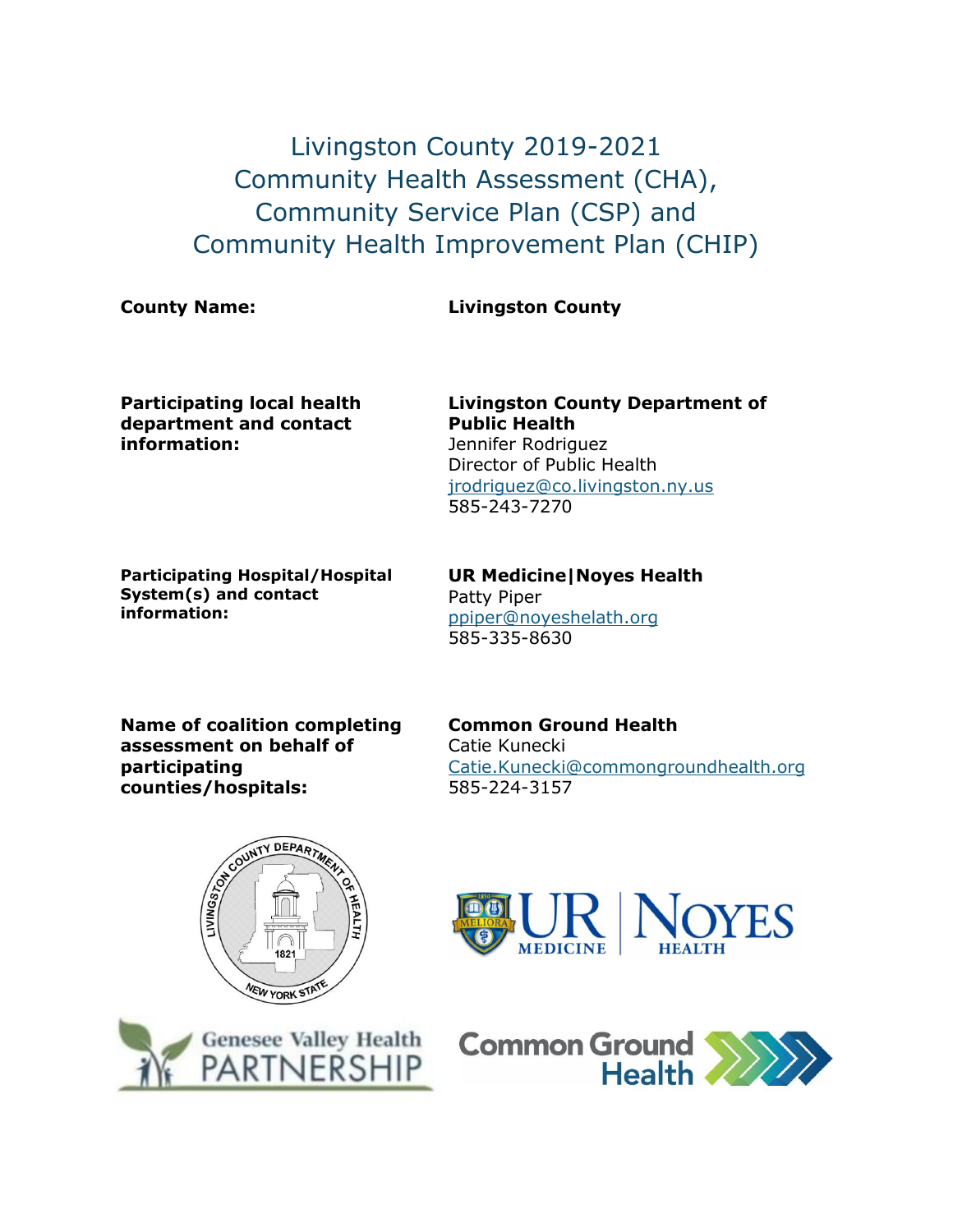# Livingston County 2019-2021 Community Health Assessment (CHA), Community Service Plan (CSP) and Community Health Improvement Plan (CHIP)

**County Name:** **Livingston County**

**Participating local health department and contact information:**

**Livingston County Department of Public Health**
Jennifer Rodriguez
Director of Public Health
jrodriguez@co.livingston.ny.us
585-243-7270

**Participating Hospital/Hospital System(s) and contact information:**

**UR Medicine|Noyes Health**
Patty Piper
ppiper@noyeshelath.org
585-335-8630

**Name of coalition completing assessment on behalf of participating counties/hospitals:**

**Common Ground Health**
Catie Kunecki
Catie.Kunecki@commongroundhealth.org
585-224-3157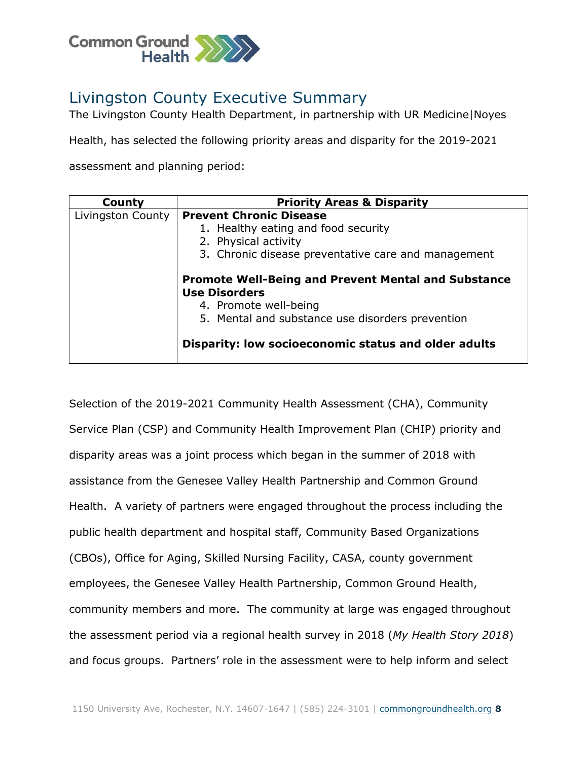## Livingston County Executive Summary

The Livingston County Health Department, in partnership with UR Medicine|Noyes Health, has selected the following priority areas and disparity for the 2019-2021 assessment and planning period:

| County | Priority Areas & Disparity |
|---|---|
| Livingston County | **Prevent Chronic Disease**<br>1. Healthy eating and food security<br>2. Physical activity<br>3. Chronic disease preventative care and management<br><br>**Promote Well-Being and Prevent Mental and Substance Use Disorders**<br>4. Promote well-being<br>5. Mental and substance use disorders prevention<br><br>**Disparity: low socioeconomic status and older adults** |

Selection of the 2019-2021 Community Health Assessment (CHA), Community Service Plan (CSP) and Community Health Improvement Plan (CHIP) priority and disparity areas was a joint process which began in the summer of 2018 with assistance from the Genesee Valley Health Partnership and Common Ground Health. A variety of partners were engaged throughout the process including the public health department and hospital staff, Community Based Organizations (CBOs), Office for Aging, Skilled Nursing Facility, CASA, county government employees, the Genesee Valley Health Partnership, Common Ground Health, community members and more. The community at large was engaged throughout the assessment period via a regional health survey in 2018 (*My Health Story 2018*) and focus groups. Partners' role in the assessment were to help inform and select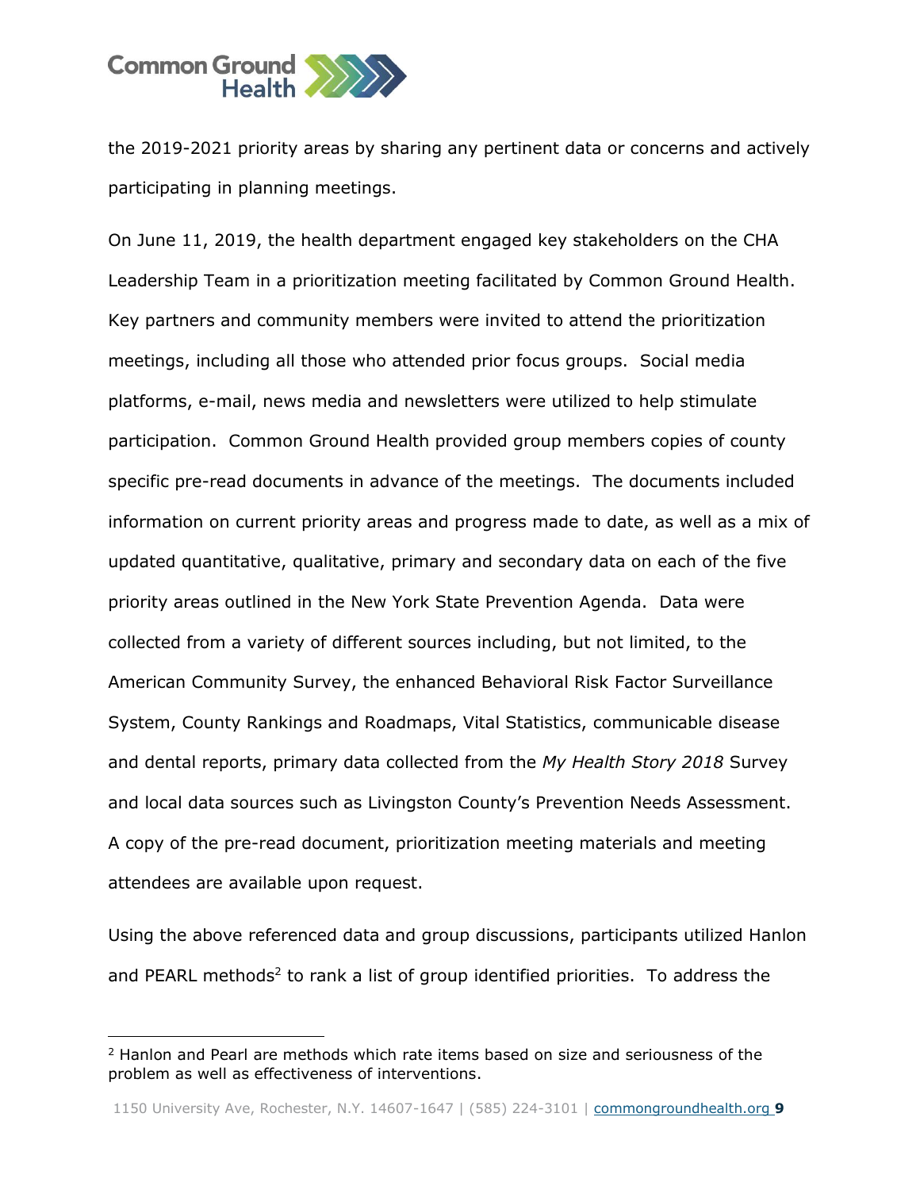the 2019-2021 priority areas by sharing any pertinent data or concerns and actively participating in planning meetings.

On June 11, 2019, the health department engaged key stakeholders on the CHA Leadership Team in a prioritization meeting facilitated by Common Ground Health. Key partners and community members were invited to attend the prioritization meetings, including all those who attended prior focus groups. Social media platforms, e-mail, news media and newsletters were utilized to help stimulate participation. Common Ground Health provided group members copies of county specific pre-read documents in advance of the meetings. The documents included information on current priority areas and progress made to date, as well as a mix of updated quantitative, qualitative, primary and secondary data on each of the five priority areas outlined in the New York State Prevention Agenda. Data were collected from a variety of different sources including, but not limited, to the American Community Survey, the enhanced Behavioral Risk Factor Surveillance System, County Rankings and Roadmaps, Vital Statistics, communicable disease and dental reports, primary data collected from the *My Health Story 2018* Survey and local data sources such as Livingston County's Prevention Needs Assessment. A copy of the pre-read document, prioritization meeting materials and meeting attendees are available upon request.

Using the above referenced data and group discussions, participants utilized Hanlon and PEARL methods[2] to rank a list of group identified priorities. To address the

[2] Hanlon and Pearl are methods which rate items based on size and seriousness of the problem as well as effectiveness of interventions.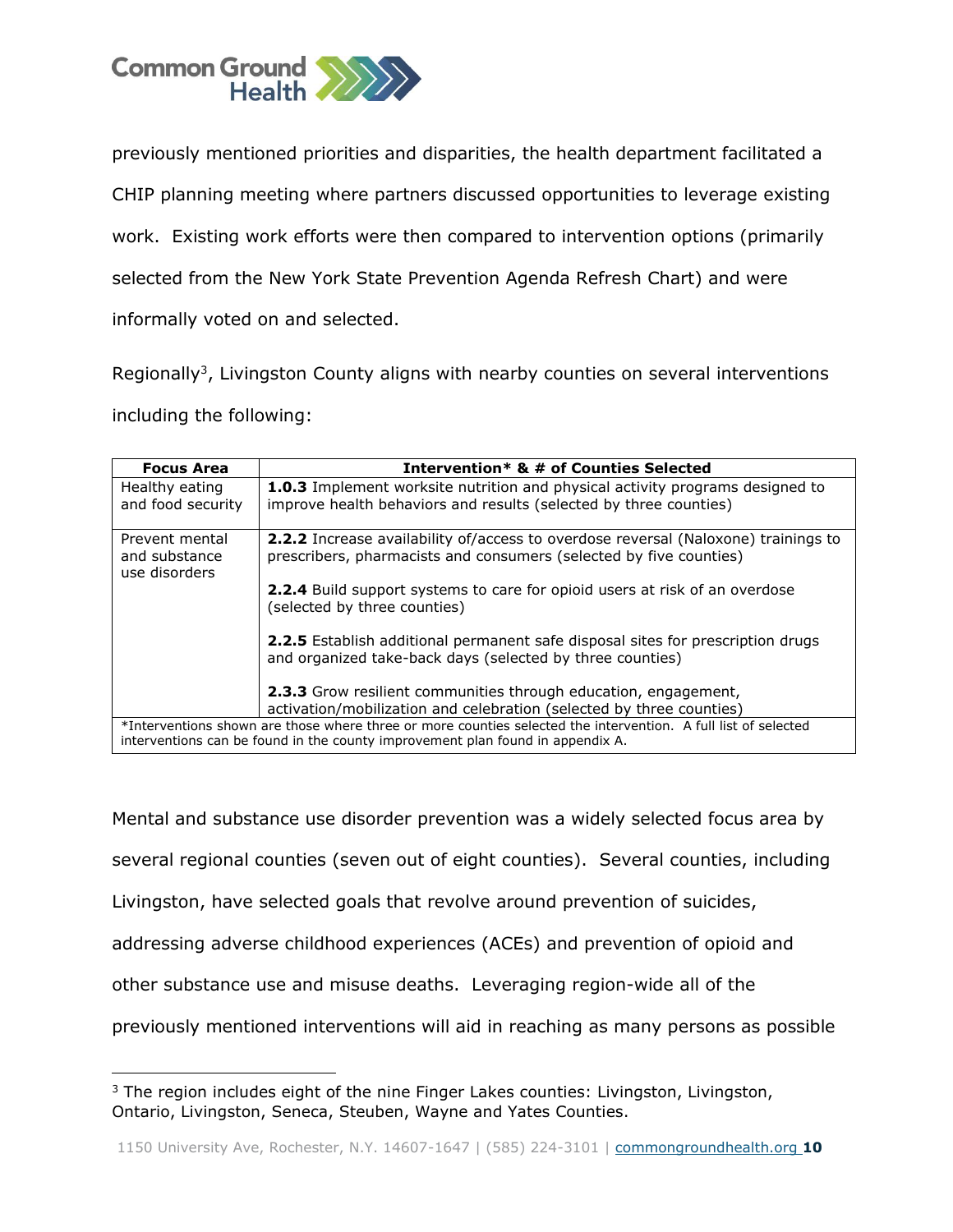previously mentioned priorities and disparities, the health department facilitated a CHIP planning meeting where partners discussed opportunities to leverage existing work. Existing work efforts were then compared to intervention options (primarily selected from the New York State Prevention Agenda Refresh Chart) and were informally voted on and selected.

Regionally[3], Livingston County aligns with nearby counties on several interventions including the following:

| **Focus Area** | **Intervention* & # of Counties Selected** |
|---|---|
| Healthy eating and food security | **1.0.3** Implement worksite nutrition and physical activity programs designed to improve health behaviors and results (selected by three counties) |
| Prevent mental and substance use disorders | **2.2.2** Increase availability of/access to overdose reversal (Naloxone) trainings to prescribers, pharmacists and consumers (selected by five counties)<br><br>**2.2.4** Build support systems to care for opioid users at risk of an overdose (selected by three counties)<br><br>**2.2.5** Establish additional permanent safe disposal sites for prescription drugs and organized take-back days (selected by three counties)<br><br>**2.3.3** Grow resilient communities through education, engagement, activation/mobilization and celebration (selected by three counties) |
| *Interventions shown are those where three or more counties selected the intervention. A full list of selected interventions can be found in the county improvement plan found in appendix A. | |

Mental and substance use disorder prevention was a widely selected focus area by several regional counties (seven out of eight counties). Several counties, including Livingston, have selected goals that revolve around prevention of suicides, addressing adverse childhood experiences (ACEs) and prevention of opioid and other substance use and misuse deaths. Leveraging region-wide all of the previously mentioned interventions will aid in reaching as many persons as possible

[3] The region includes eight of the nine Finger Lakes counties: Livingston, Livingston, Ontario, Livingston, Seneca, Steuben, Wayne and Yates Counties.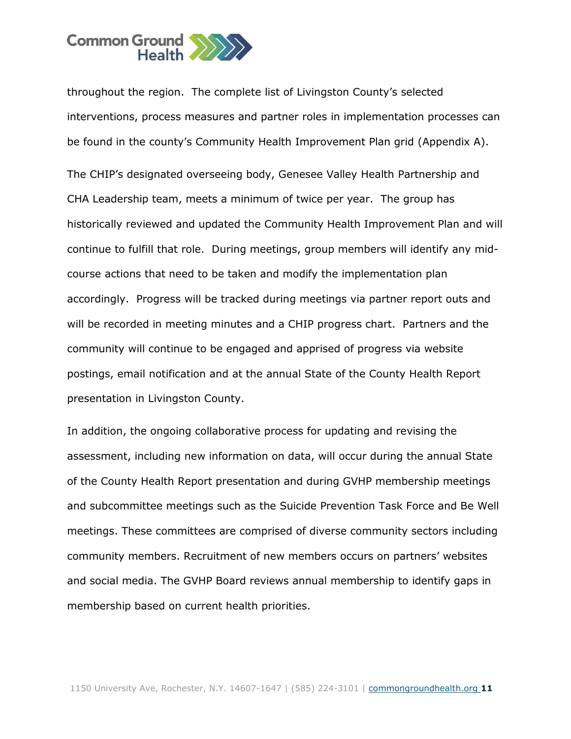throughout the region.  The complete list of Livingston County's selected interventions, process measures and partner roles in implementation processes can be found in the county's Community Health Improvement Plan grid (Appendix A).

The CHIP's designated overseeing body, Genesee Valley Health Partnership and CHA Leadership team, meets a minimum of twice per year.  The group has historically reviewed and updated the Community Health Improvement Plan and will continue to fulfill that role.  During meetings, group members will identify any mid-course actions that need to be taken and modify the implementation plan accordingly.  Progress will be tracked during meetings via partner report outs and will be recorded in meeting minutes and a CHIP progress chart.  Partners and the community will continue to be engaged and apprised of progress via website postings, email notification and at the annual State of the County Health Report presentation in Livingston County.

In addition, the ongoing collaborative process for updating and revising the assessment, including new information on data, will occur during the annual State of the County Health Report presentation and during GVHP membership meetings and subcommittee meetings such as the Suicide Prevention Task Force and Be Well meetings. These committees are comprised of diverse community sectors including community members. Recruitment of new members occurs on partners' websites and social media. The GVHP Board reviews annual membership to identify gaps in membership based on current health priorities.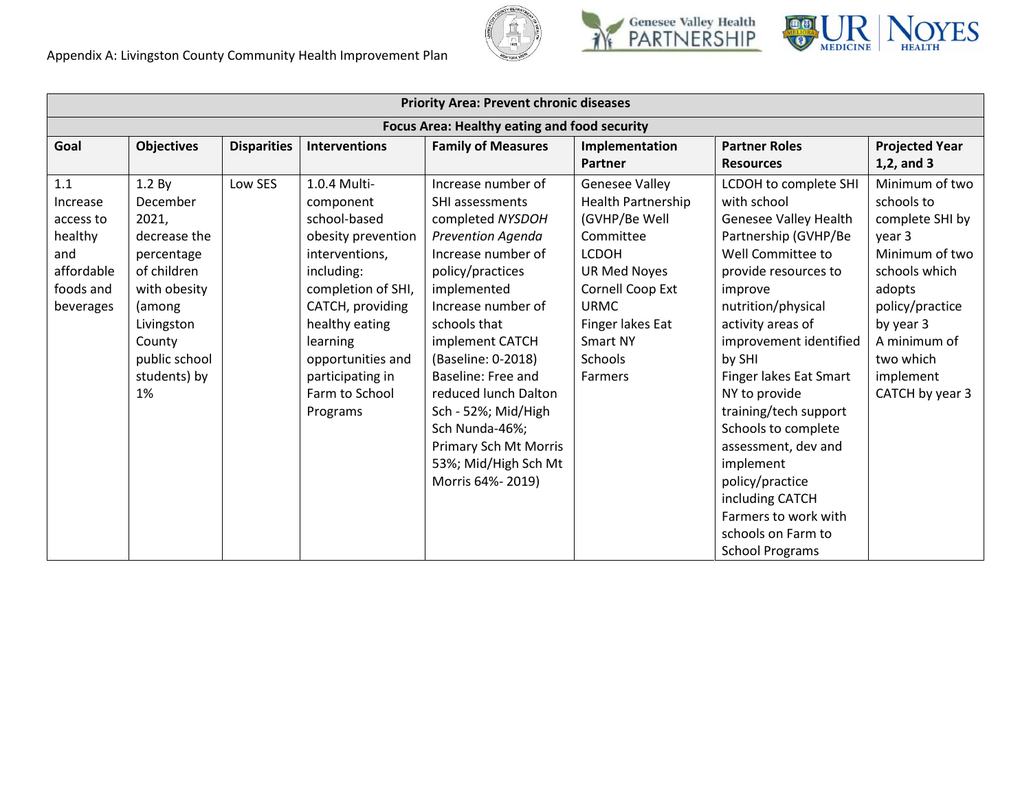Appendix A: Livingston County Community Health Improvement Plan

| Priority Area: Prevent chronic diseases | | | | | | | |
|---|---|---|---|---|---|---|---|
| **Focus Area: Healthy eating and food security** | | | | | | | |
| **Goal** | **Objectives** | **Disparities** | **Interventions** | **Family of Measures** | **Implementation Partner** | **Partner Roles Resources** | **Projected Year 1,2, and 3** |
| 1.1 Increase access to healthy and affordable foods and beverages | 1.2 By December 2021, decrease the percentage of children with obesity (among Livingston County public school students) by 1% | Low SES | 1.0.4 Multi-component school-based obesity prevention interventions, including: completion of SHI, CATCH, providing healthy eating learning opportunities and participating in Farm to School Programs | Increase number of SHI assessments completed *NYSDOH Prevention Agenda* Increase number of policy/practices implemented Increase number of schools that implement CATCH (Baseline: 0-2018) Baseline: Free and reduced lunch Dalton Sch - 52%; Mid/High Sch Nunda-46%; Primary Sch Mt Morris 53%; Mid/High Sch Mt Morris 64%- 2019) | Genesee Valley Health Partnership (GVHP/Be Well Committee LCDOH UR Med Noyes Cornell Coop Ext URMC Finger lakes Eat Smart NY Schools Farmers | LCDOH to complete SHI with school Genesee Valley Health Partnership (GVHP/Be Well Committee to provide resources to improve nutrition/physical activity areas of improvement identified by SHI Finger lakes Eat Smart NY to provide training/tech support Schools to complete assessment, dev and implement policy/practice including CATCH Farmers to work with schools on Farm to School Programs | Minimum of two schools to complete SHI by year 3 Minimum of two schools which adopts policy/practice by year 3 A minimum of two which implement CATCH by year 3 |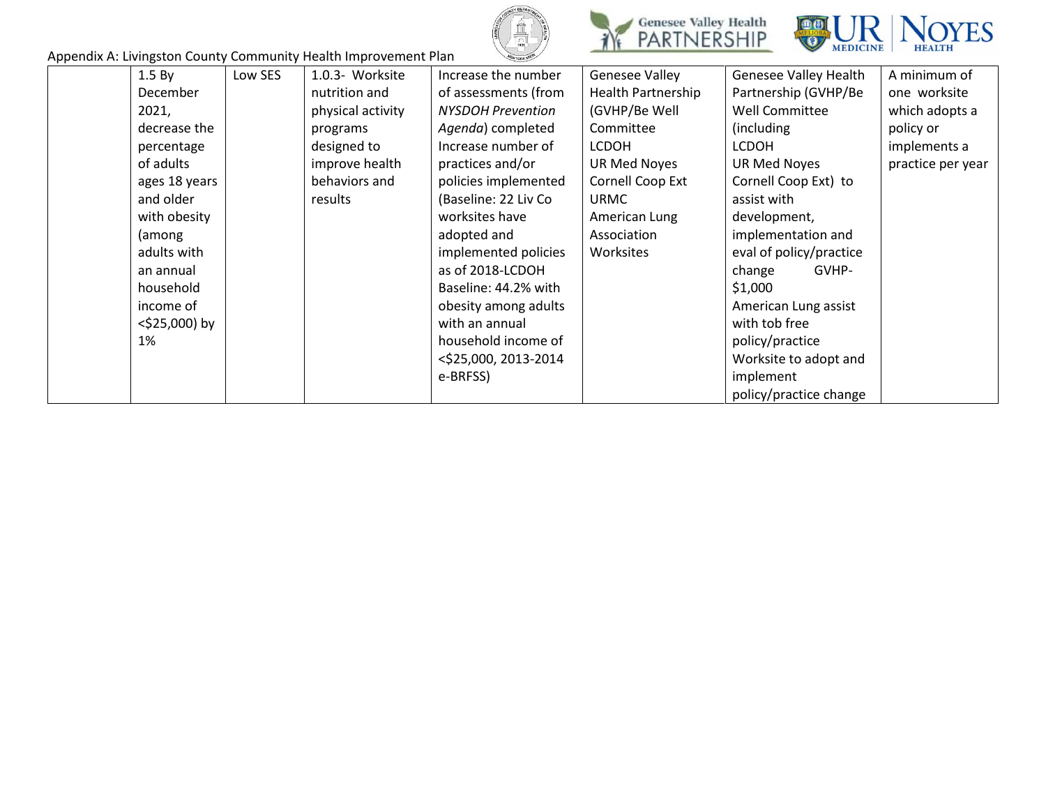Appendix A: Livingston County Community Health Improvement Plan

| | | | | | | | |
|---|---|---|---|---|---|---|---|
| | 1.5 By December 2021, decrease the percentage of adults ages 18 years and older with obesity (among adults with an annual household income of <$25,000) by 1% | Low SES | 1.0.3- Worksite nutrition and physical activity programs designed to improve health behaviors and results | Increase the number of assessments (from *NYSDOH Prevention Agenda*) completed Increase number of practices and/or policies implemented (Baseline: 22 Liv Co worksites have adopted and implemented policies as of 2018-LCDOH Baseline: 44.2% with obesity among adults with an annual household income of <$25,000, 2013-2014 e-BRFSS) | Genesee Valley Health Partnership (GVHP/Be Well Committee LCDOH UR Med Noyes Cornell Coop Ext URMC American Lung Association Worksites | Genesee Valley Health Partnership (GVHP/Be Well Committee (including LCDOH UR Med Noyes Cornell Coop Ext) to assist with development, implementation and eval of policy/practice change GVHP- $1,000 American Lung assist with tob free policy/practice Worksite to adopt and implement policy/practice change | A minimum of one worksite which adopts a policy or implements a practice per year |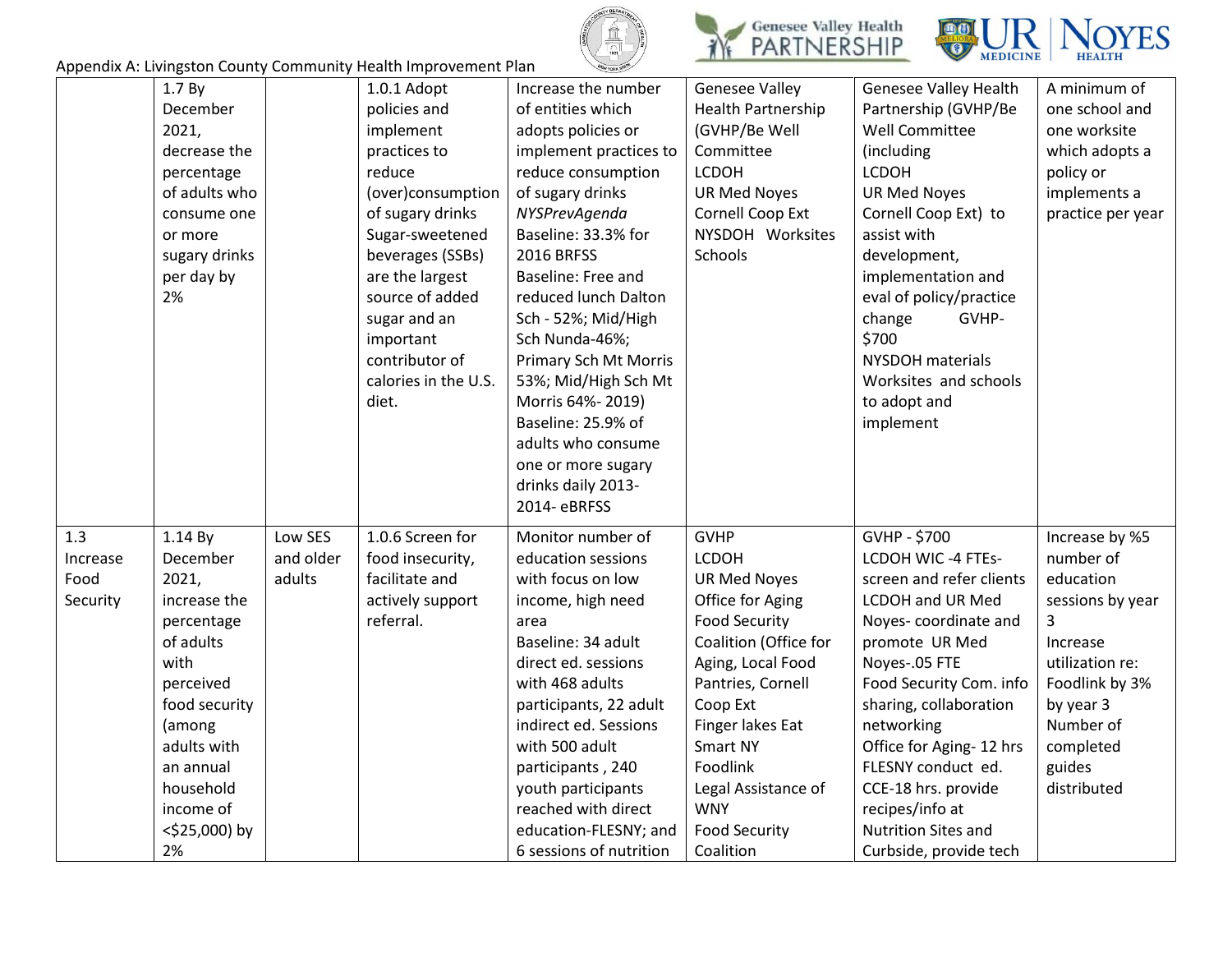Appendix A: Livingston County Community Health Improvement Plan

| | | | | | | | |
|---|---|---|---|---|---|---|---|
| | 1.7 By December 2021, decrease the percentage of adults who consume one or more sugary drinks per day by 2% | | 1.0.1 Adopt policies and implement practices to reduce (over)consumption of sugary drinks Sugar-sweetened beverages (SSBs) are the largest source of added sugar and an important contributor of calories in the U.S. diet. | Increase the number of entities which adopts policies or implement practices to reduce consumption of sugary drinks *NYSPrevAgenda* Baseline: 33.3% for 2016 BRFSS Baseline: Free and reduced lunch Dalton Sch - 52%; Mid/High Sch Nunda-46%; Primary Sch Mt Morris 53%; Mid/High Sch Mt Morris 64%- 2019) Baseline: 25.9% of adults who consume one or more sugary drinks daily 2013-2014- eBRFSS | Genesee Valley Health Partnership (GVHP/Be Well Committee LCDOH UR Med Noyes Cornell Coop Ext NYSDOH Worksites Schools | Genesee Valley Health Partnership (GVHP/Be Well Committee (including LCDOH UR Med Noyes Cornell Coop Ext) to assist with development, implementation and eval of policy/practice change GVHP- $700 NYSDOH materials Worksites and schools to adopt and implement | A minimum of one school and one worksite which adopts a policy or implements a practice per year |
| 1.3 Increase Food Security | 1.14 By December 2021, increase the percentage of adults with perceived food security (among adults with an annual household income of <$25,000) by 2% | Low SES and older adults | 1.0.6 Screen for food insecurity, facilitate and actively support referral. | Monitor number of education sessions with focus on low income, high need area Baseline: 34 adult direct ed. sessions with 468 adults participants, 22 adult indirect ed. Sessions with 500 adult participants , 240 youth participants reached with direct education-FLESNY; and 6 sessions of nutrition | GVHP LCDOH UR Med Noyes Office for Aging Food Security Coalition (Office for Aging, Local Food Pantries, Cornell Coop Ext Finger lakes Eat Smart NY Foodlink Legal Assistance of WNY Food Security Coalition | GVHP - $700 LCDOH WIC -4 FTEs- screen and refer clients LCDOH and UR Med Noyes- coordinate and promote UR Med Noyes-.05 FTE Food Security Com. info sharing, collaboration networking Office for Aging- 12 hrs FLESNY conduct ed. CCE-18 hrs. provide recipes/info at Nutrition Sites and Curbside, provide tech | Increase by %5 number of education sessions by year 3 Increase utilization re: Foodlink by 3% by year 3 Number of completed guides distributed |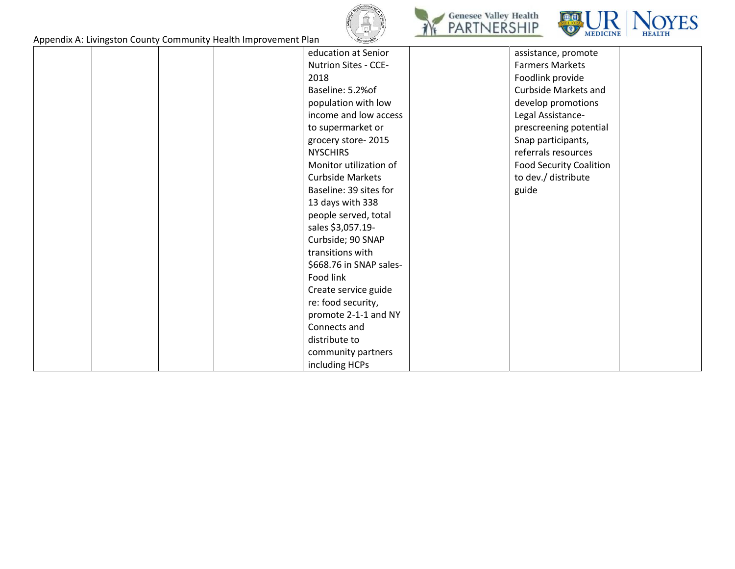| | | | | | | | |
|---|---|---|---|---|---|---|---|
| | | | | education at Senior Nutrion Sites - CCE-2018 Baseline: 5.2%of population with low income and low access to supermarket or grocery store- 2015 NYSCHIRS Monitor utilization of Curbside Markets Baseline: 39 sites for 13 days with 338 people served, total sales $3,057.19-Curbside; 90 SNAP transitions with $668.76 in SNAP sales-Food link Create service guide re: food security, promote 2-1-1 and NY Connects and distribute to community partners including HCPs | | assistance, promote Farmers Markets Foodlink provide Curbside Markets and develop promotions Legal Assistance-prescreening potential Snap participants, referrals resources Food Security Coalition to dev./ distribute guide | |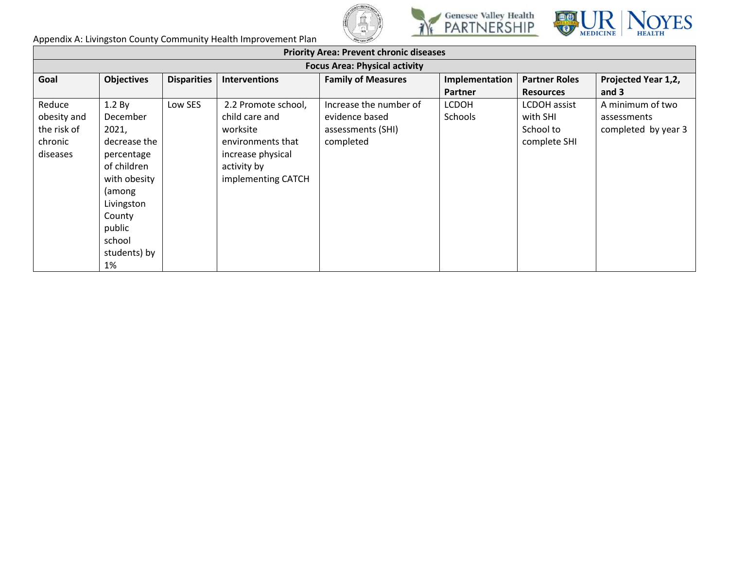Appendix A: Livingston County Community Health Improvement Plan

| Priority Area: Prevent chronic diseases | | | | | | | |
|---|---|---|---|---|---|---|---|
| **Focus Area: Physical activity** | | | | | | | |
| **Goal** | **Objectives** | **Disparities** | **Interventions** | **Family of Measures** | **Implementation Partner** | **Partner Roles Resources** | **Projected Year 1,2, and 3** |
| Reduce obesity and the risk of chronic diseases | 1.2 By December 2021, decrease the percentage of children with obesity (among Livingston County public school students) by 1% | Low SES | 2.2 Promote school, child care and worksite environments that increase physical activity by implementing CATCH | Increase the number of evidence based assessments (SHI) completed | LCDOH<br>Schools | LCDOH assist with SHI<br>School to complete SHI | A minimum of two assessments completed by year 3 |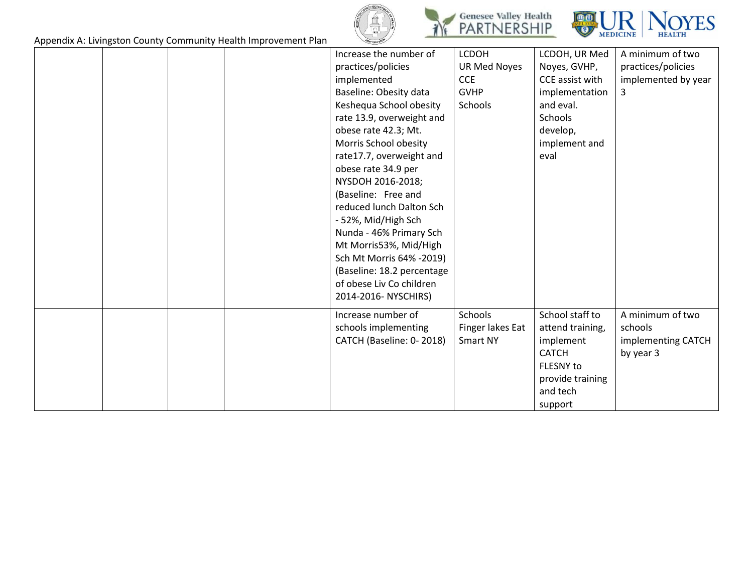| | | | | | | | |
|---|---|---|---|---|---|---|---|
| | | | | Increase the number of practices/policies implemented Baseline: Obesity data Keshequa School obesity rate 13.9, overweight and obese rate 42.3; Mt. Morris School obesity rate17.7, overweight and obese rate 34.9 per NYSDOH 2016-2018; (Baseline: Free and reduced lunch Dalton Sch - 52%, Mid/High Sch Nunda - 46% Primary Sch Mt Morris53%, Mid/High Sch Mt Morris 64% -2019) (Baseline: 18.2 percentage of obese Liv Co children 2014-2016- NYSCHIRS) | LCDOH UR Med Noyes CCE GVHP Schools | LCDOH, UR Med Noyes, GVHP, CCE assist with implementation and eval. Schools develop, implement and eval | A minimum of two practices/policies implemented by year 3 |
| | | | | Increase number of schools implementing CATCH (Baseline: 0- 2018) | Schools Finger lakes Eat Smart NY | School staff to attend training, implement CATCH FLESNY to provide training and tech support | A minimum of two schools implementing CATCH by year 3 |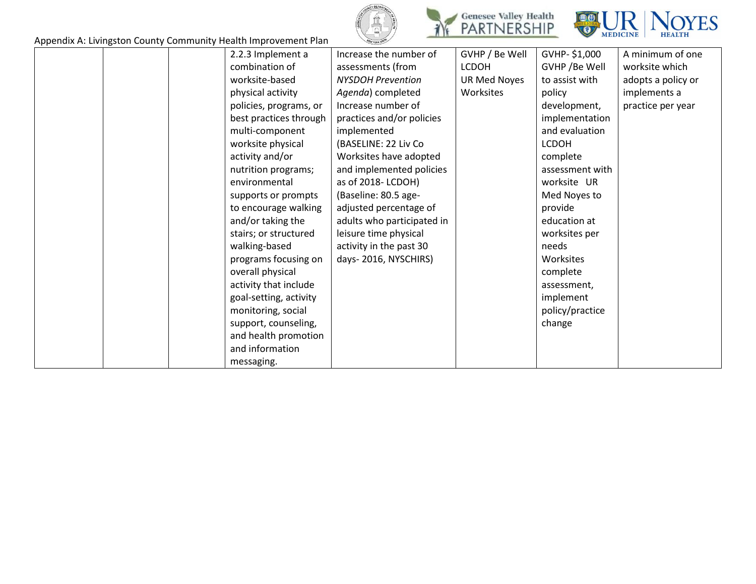| | | | | | | | |
|---|---|---|---|---|---|---|---|
| | | | 2.2.3 Implement a combination of worksite-based physical activity policies, programs, or best practices through multi-component worksite physical activity and/or nutrition programs; environmental supports or prompts to encourage walking and/or taking the stairs; or structured walking-based programs focusing on overall physical activity that include goal-setting, activity monitoring, social support, counseling, and health promotion and information messaging. | Increase the number of assessments (from *NYSDOH Prevention Agenda*) completed Increase number of practices and/or policies implemented (BASELINE: 22 Liv Co Worksites have adopted and implemented policies as of 2018- LCDOH) (Baseline: 80.5 age-adjusted percentage of adults who participated in leisure time physical activity in the past 30 days- 2016, NYSCHIRS) | GVHP / Be Well LCDOH UR Med Noyes Worksites | GVHP- $1,000 GVHP /Be Well to assist with policy development, implementation and evaluation LCDOH complete assessment with worksite UR Med Noyes to provide education at worksites per needs Worksites complete assessment, implement policy/practice change | A minimum of one worksite which adopts a policy or implements a practice per year |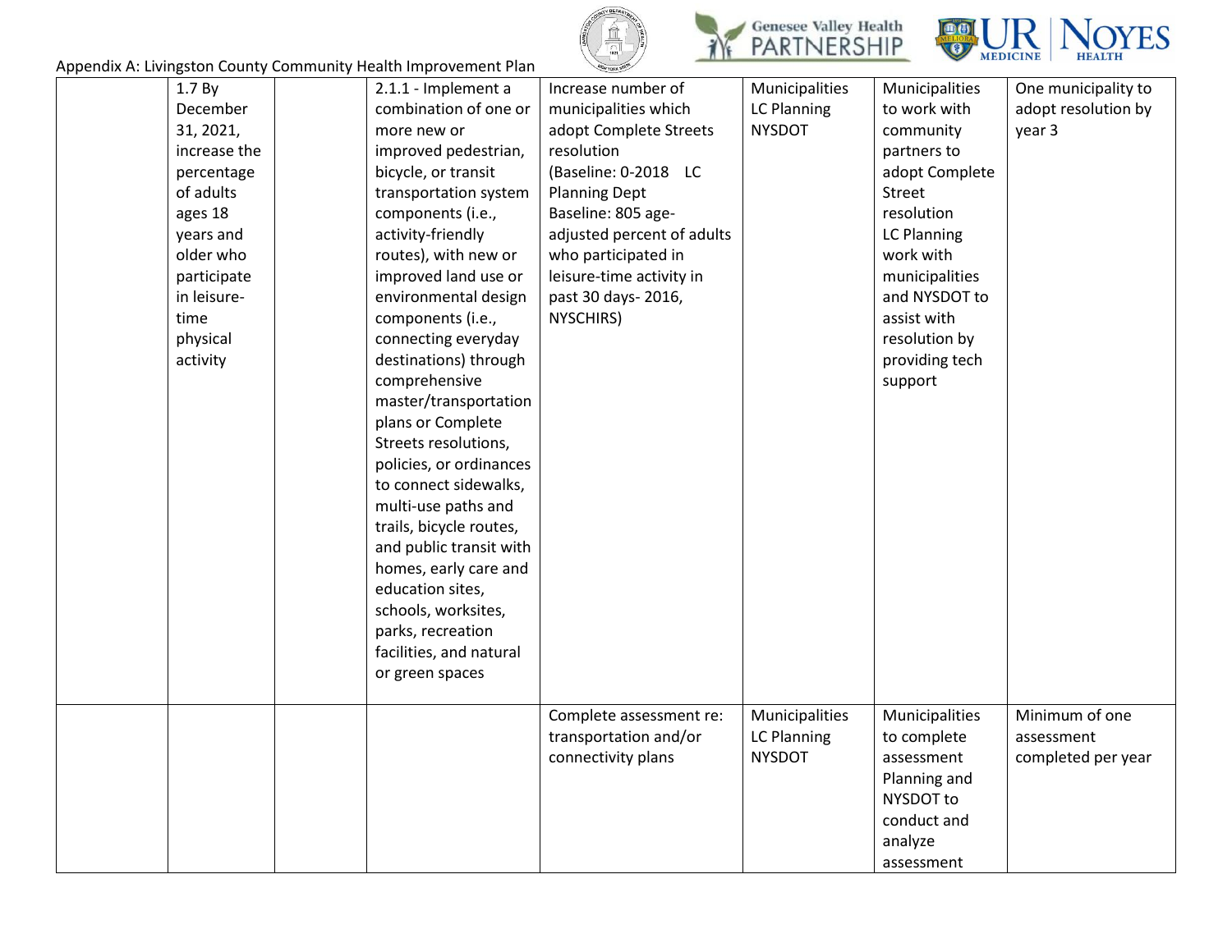| | | | | | | | |
|---|---|---|---|---|---|---|---|
| | 1.7 By December 31, 2021, increase the percentage of adults ages 18 years and older who participate in leisure-time physical activity | | 2.1.1 - Implement a combination of one or more new or improved pedestrian, bicycle, or transit transportation system components (i.e., activity-friendly routes), with new or improved land use or environmental design components (i.e., connecting everyday destinations) through comprehensive master/transportation plans or Complete Streets resolutions, policies, or ordinances to connect sidewalks, multi-use paths and trails, bicycle routes, and public transit with homes, early care and education sites, schools, worksites, parks, recreation facilities, and natural or green spaces | Increase number of municipalities which adopt Complete Streets resolution (Baseline: 0-2018 LC Planning Dept Baseline: 805 age-adjusted percent of adults who participated in leisure-time activity in past 30 days- 2016, NYSCHIRS) | Municipalities LC Planning NYSDOT | Municipalities to work with community partners to adopt Complete Street resolution LC Planning work with municipalities and NYSDOT to assist with resolution by providing tech support | One municipality to adopt resolution by year 3 |
| | | | | Complete assessment re: transportation and/or connectivity plans | Municipalities LC Planning NYSDOT | Municipalities to complete assessment Planning and NYSDOT to conduct and analyze assessment | Minimum of one assessment completed per year |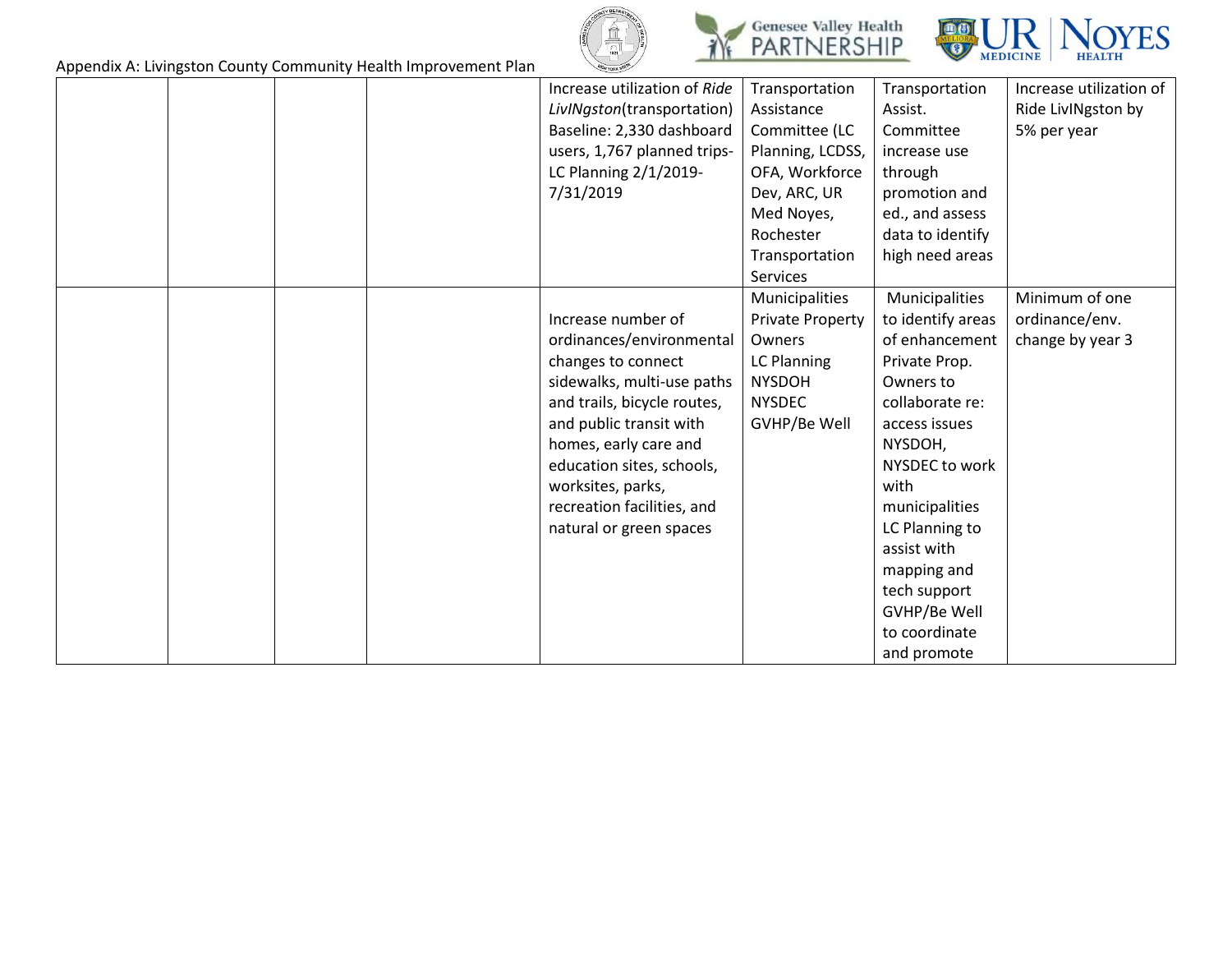| | | | | | | | |
|---|---|---|---|---|---|---|---|
| | | | | Increase utilization of *Ride LivINgston*(transportation) Baseline: 2,330 dashboard users, 1,767 planned trips- LC Planning 2/1/2019-7/31/2019 | Transportation Assistance Committee (LC Planning, LCDSS, OFA, Workforce Dev, ARC, UR Med Noyes, Rochester Transportation Services | Transportation Assist. Committee increase use through promotion and ed., and assess data to identify high need areas | Increase utilization of Ride LivINgston by 5% per year |
| | | | | Increase number of ordinances/environmental changes to connect sidewalks, multi-use paths and trails, bicycle routes, and public transit with homes, early care and education sites, schools, worksites, parks, recreation facilities, and natural or green spaces | Municipalities Private Property Owners LC Planning NYSDOH NYSDEC GVHP/Be Well | Municipalities to identify areas of enhancement Private Prop. Owners to collaborate re: access issues NYSDOH, NYSDEC to work with municipalities LC Planning to assist with mapping and tech support GVHP/Be Well to coordinate and promote | Minimum of one ordinance/env. change by year 3 |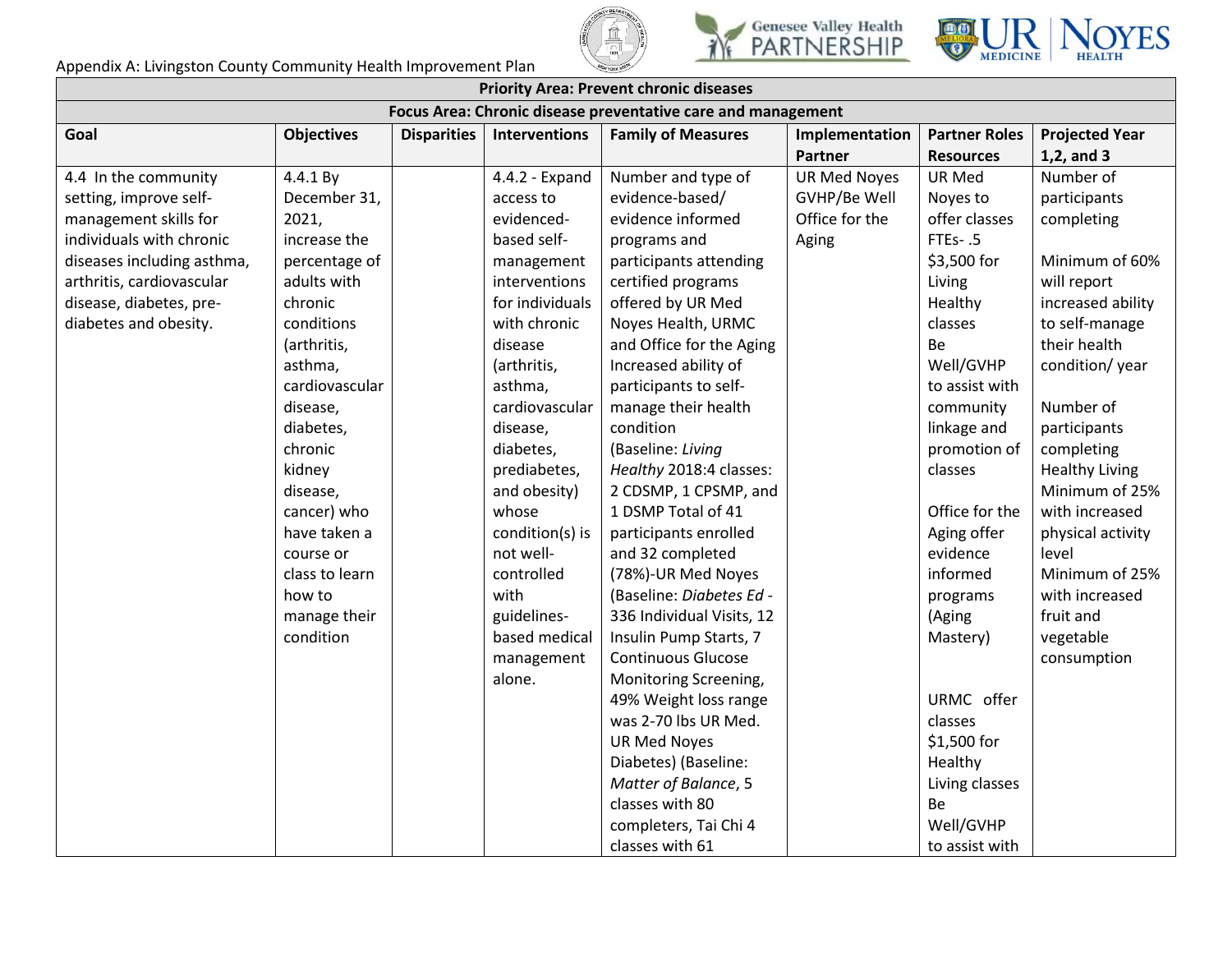Appendix A: Livingston County Community Health Improvement Plan

| Priority Area: Prevent chronic diseases | | | | | | | |
|---|---|---|---|---|---|---|---|
| **Focus Area: Chronic disease preventative care and management** | | | | | | | |
| **Goal** | **Objectives** | **Disparities** | **Interventions** | **Family of Measures** | **Implementation Partner** | **Partner Roles Resources** | **Projected Year 1,2, and 3** |
| 4.4 In the community setting, improve self-management skills for individuals with chronic diseases including asthma, arthritis, cardiovascular disease, diabetes, pre-diabetes and obesity. | 4.4.1 By December 31, 2021, increase the percentage of adults with chronic conditions (arthritis, asthma, cardiovascular disease, diabetes, chronic kidney disease, cancer) who have taken a course or class to learn how to manage their condition | | 4.4.2 - Expand access to evidenced-based self-management interventions for individuals with chronic disease (arthritis, asthma, cardiovascular disease, diabetes, prediabetes, and obesity) whose condition(s) is not well-controlled with guidelines-based medical management alone. | Number and type of evidence-based/ evidence informed programs and participants attending certified programs offered by UR Med Noyes Health, URMC and Office for the Aging Increased ability of participants to self-manage their health condition (Baseline: *Living Healthy* 2018:4 classes: 2 CDSMP, 1 CPSMP, and 1 DSMP Total of 41 participants enrolled and 32 completed (78%)-UR Med Noyes (Baseline: *Diabetes Ed* - 336 Individual Visits, 12 Insulin Pump Starts, 7 Continuous Glucose Monitoring Screening, 49% Weight loss range was 2-70 lbs UR Med. UR Med Noyes Diabetes) (Baseline: *Matter of Balance*, 5 classes with 80 completers, Tai Chi 4 classes with 61 | UR Med Noyes GVHP/Be Well Office for the Aging | UR Med Noyes to offer classes FTEs- .5 $3,500 for Living Healthy classes Be Well/GVHP to assist with community linkage and promotion of classes<br><br>Office for the Aging offer evidence informed programs (Aging Mastery)<br><br>URMC offer classes $1,500 for Healthy Living classes Be Well/GVHP to assist with | Number of participants completing<br><br>Minimum of 60% will report increased ability to self-manage their health condition/ year<br><br>Number of participants completing Healthy Living Minimum of 25% with increased physical activity level Minimum of 25% with increased fruit and vegetable consumption |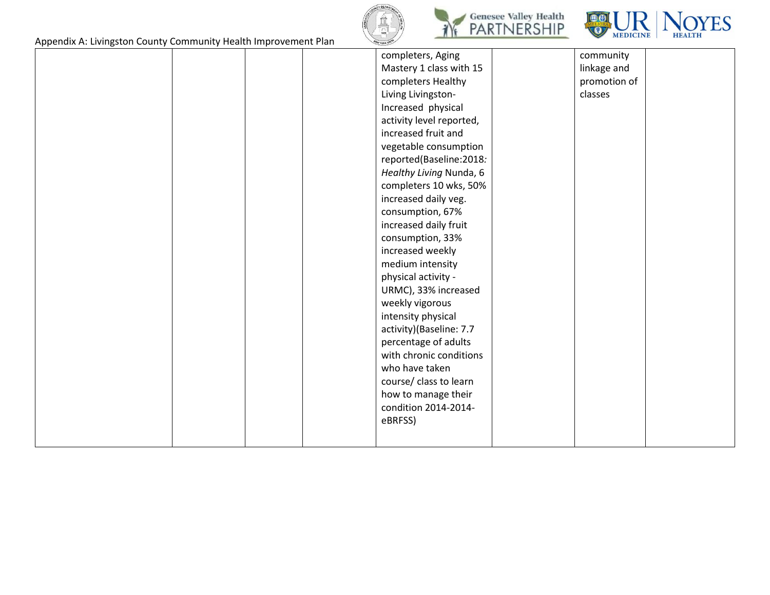| | | | | | | | |
|---|---|---|---|---|---|---|---|
| | | | | completers, Aging Mastery 1 class with 15 completers Healthy Living Livingston- Increased physical activity level reported, increased fruit and vegetable consumption reported(Baseline:2018*:* *Healthy Living* Nunda, 6 completers 10 wks, 50% increased daily veg. consumption, 67% increased daily fruit consumption, 33% increased weekly medium intensity physical activity -URMC), 33% increased weekly vigorous intensity physical activity)(Baseline: 7.7 percentage of adults with chronic conditions who have taken course/ class to learn how to manage their condition 2014-2014-eBRFSS) | | community linkage and promotion of classes | |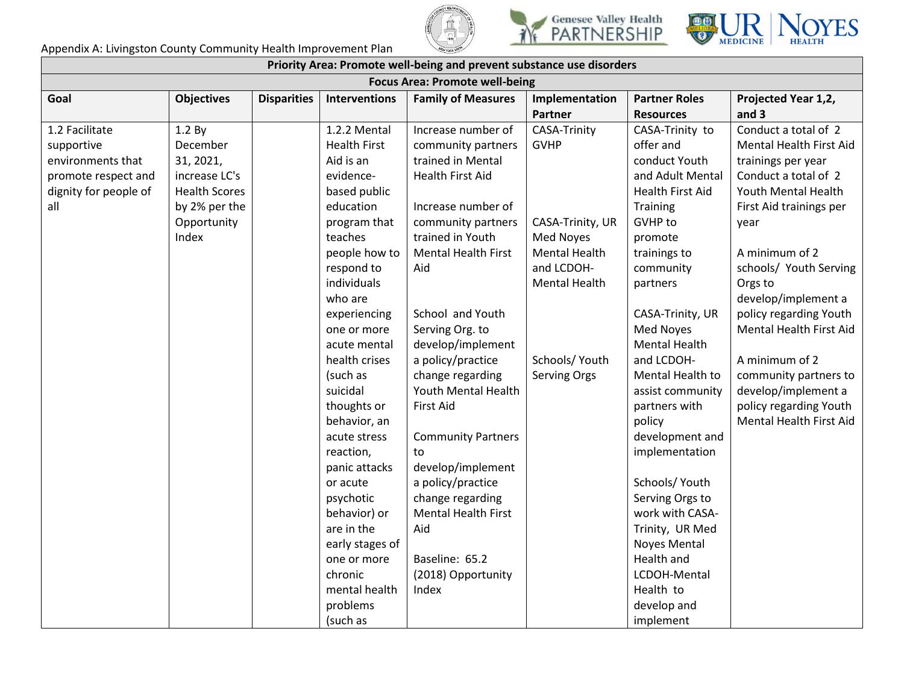Appendix A: Livingston County Community Health Improvement Plan

| Priority Area: Promote well-being and prevent substance use disorders | | | | | | | |
|---|---|---|---|---|---|---|---|
| **Focus Area: Promote well-being** | | | | | | | |
| **Goal** | **Objectives** | **Disparities** | **Interventions** | **Family of Measures** | **Implementation Partner** | **Partner Roles Resources** | **Projected Year 1,2, and 3** |
| 1.2 Facilitate supportive environments that promote respect and dignity for people of all | 1.2 By December 31, 2021, increase LC's Health Scores by 2% per the Opportunity Index | | 1.2.2 Mental Health First Aid is an evidence-based public education program that teaches people how to respond to individuals who are experiencing one or more acute mental health crises (such as suicidal thoughts or behavior, an acute stress reaction, panic attacks or acute psychotic behavior) or are in the early stages of one or more chronic mental health problems (such as | Increase number of community partners trained in Mental Health First Aid<br><br>Increase number of community partners trained in Youth Mental Health First Aid<br><br>School and Youth Serving Org. to develop/implement a policy/practice change regarding Youth Mental Health First Aid<br><br>Community Partners to develop/implement a policy/practice change regarding Mental Health First Aid<br><br>Baseline: 65.2 (2018) Opportunity Index | CASA-Trinity GVHP<br><br>CASA-Trinity, UR Med Noyes Mental Health and LCDOH-Mental Health<br><br>Schools/ Youth Serving Orgs | CASA-Trinity to offer and conduct Youth and Adult Mental Health First Aid Training GVHP to promote trainings to community partners<br><br>CASA-Trinity, UR Med Noyes Mental Health and LCDOH-Mental Health to assist community partners with policy development and implementation<br><br>Schools/ Youth Serving Orgs to work with CASA-Trinity, UR Med Noyes Mental Health and LCDOH-Mental Health to develop and implement | Conduct a total of 2 Mental Health First Aid trainings per year Conduct a total of 2 Youth Mental Health First Aid trainings per year<br><br>A minimum of 2 schools/ Youth Serving Orgs to develop/implement a policy regarding Youth Mental Health First Aid<br><br>A minimum of 2 community partners to develop/implement a policy regarding Youth Mental Health First Aid |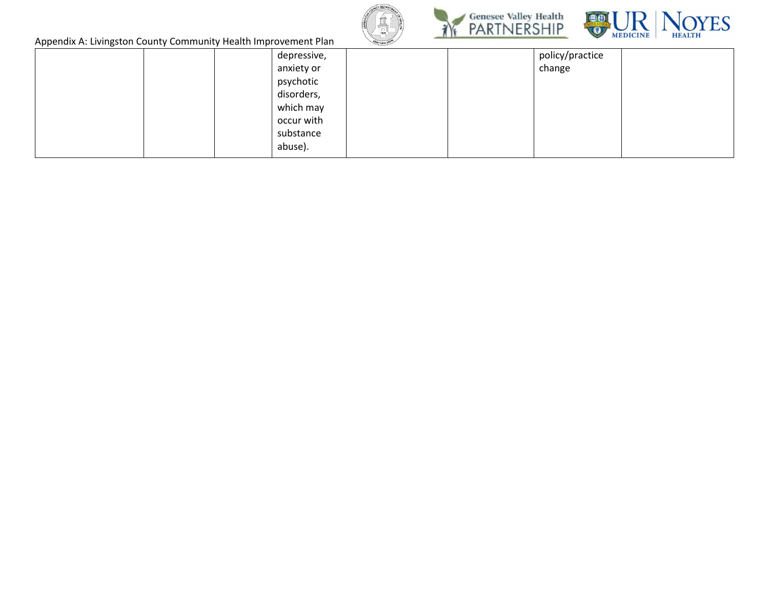| | | | | | | | |
|---|---|---|---|---|---|---|---|
| | | | depressive, anxiety or psychotic disorders, which may occur with substance abuse). | | | policy/practice change | |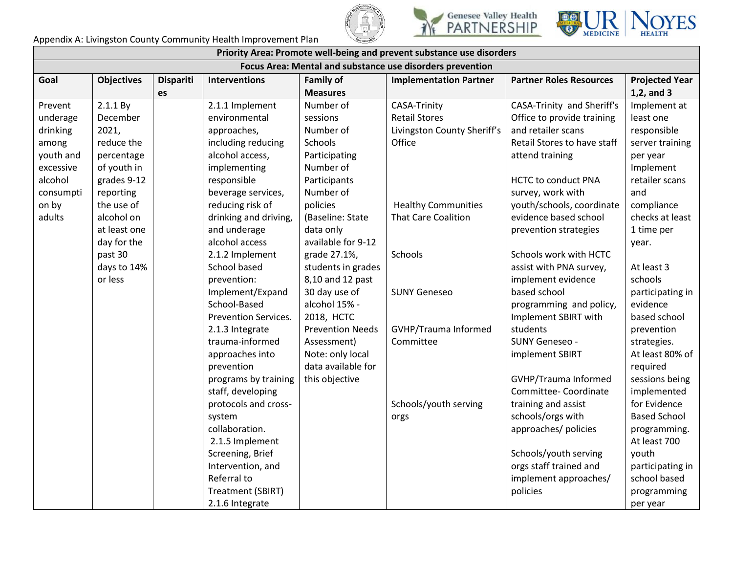Appendix A: Livingston County Community Health Improvement Plan

| Priority Area: Promote well-being and prevent substance use disorders | | | | | | | |
|---|---|---|---|---|---|---|---|
| **Focus Area: Mental and substance use disorders prevention** | | | | | | | |
| **Goal** | **Objectives** | **Disparities** | **Interventions** | **Family of Measures** | **Implementation Partner** | **Partner Roles Resources** | **Projected Year 1,2, and 3** |
| Prevent underage drinking among youth and excessive alcohol consumption by adults | 2.1.1 By December 2021, reduce the percentage of youth in grades 9-12 reporting the use of alcohol on at least one day for the past 30 days to 14% or less | | 2.1.1 Implement environmental approaches, including reducing alcohol access, implementing responsible beverage services, reducing risk of drinking and driving, and underage alcohol access 2.1.2 Implement School based prevention: Implement/Expand School-Based Prevention Services. 2.1.3 Integrate trauma-informed approaches into prevention programs by training staff, developing protocols and cross-system collaboration. 2.1.5 Implement Screening, Brief Intervention, and Referral to Treatment (SBIRT) 2.1.6 Integrate | Number of sessions Number of Schools Participating Number of Participants Number of policies (Baseline: State data only available for 9-12 grade 27.1%, students in grades 8,10 and 12 past 30 day use of alcohol 15% - 2018, HCTC Prevention Needs Assessment) Note: only local data available for this objective | CASA-Trinity Retail Stores Livingston County Sheriff's Office<br><br>Healthy Communities That Care Coalition<br><br>Schools<br><br>SUNY Geneseo<br><br>GVHP/Trauma Informed Committee<br><br>Schools/youth serving orgs | CASA-Trinity and Sheriff's Office to provide training and retailer scans Retail Stores to have staff attend training<br><br>HCTC to conduct PNA survey, work with youth/schools, coordinate evidence based school prevention strategies<br><br>Schools work with HCTC assist with PNA survey, implement evidence based school programming and policy, Implement SBIRT with students SUNY Geneseo - implement SBIRT<br><br>GVHP/Trauma Informed Committee- Coordinate training and assist schools/orgs with approaches/ policies<br><br>Schools/youth serving orgs staff trained and implement approaches/ policies | Implement at least one responsible server training per year Implement retailer scans and compliance checks at least 1 time per year.<br><br>At least 3 schools participating in evidence based school prevention strategies. At least 80% of required sessions being implemented for Evidence Based School programming. At least 700 youth participating in school based programming per year |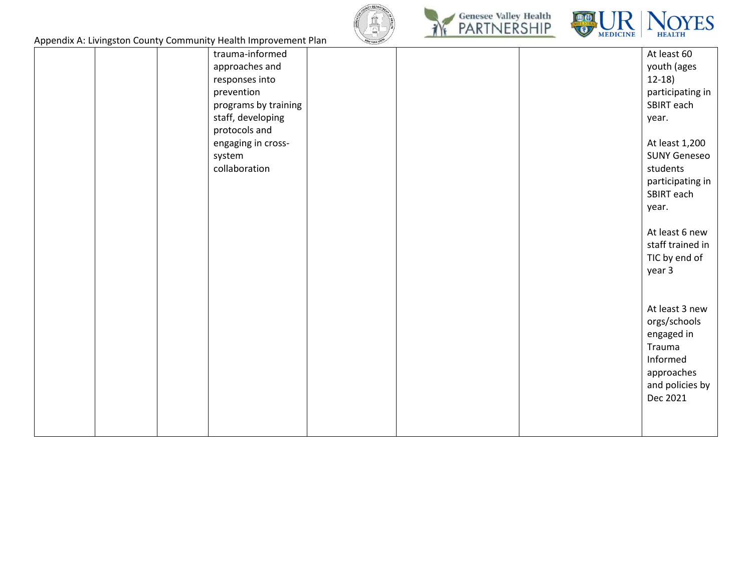| | | | | | | | |
|---|---|---|---|---|---|---|---|
| | | | trauma-informed approaches and responses into prevention programs by training staff, developing protocols and engaging in cross-system collaboration | | | | At least 60 youth (ages 12-18) participating in SBIRT each year.<br><br>At least 1,200 SUNY Geneseo students participating in SBIRT each year.<br><br>At least 6 new staff trained in TIC by end of year 3<br><br>At least 3 new orgs/schools engaged in Trauma Informed approaches and policies by Dec 2021 |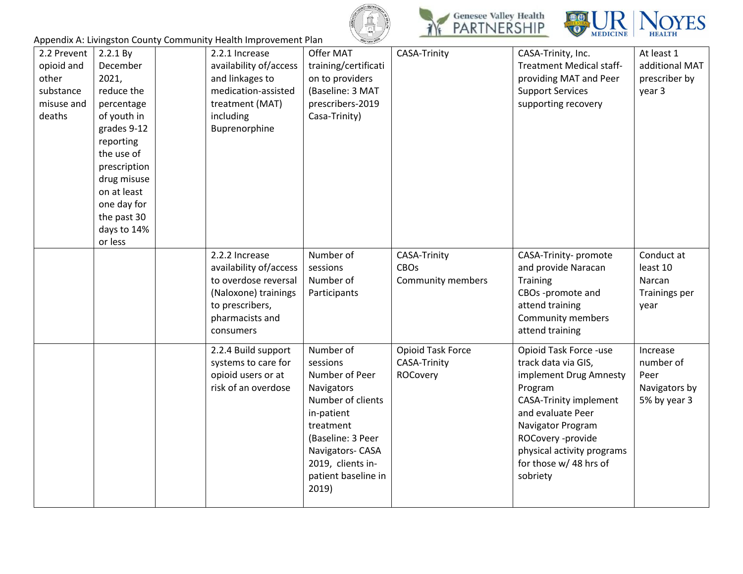Appendix A: Livingston County Community Health Improvement Plan

| | | | | | | | |
|---|---|---|---|---|---|---|---|
| 2.2 Prevent opioid and other substance misuse and deaths | 2.2.1 By December 2021, reduce the percentage of youth in grades 9-12 reporting the use of prescription drug misuse on at least one day for the past 30 days to 14% or less | | 2.2.1 Increase availability of/access and linkages to medication-assisted treatment (MAT) including Buprenorphine | Offer MAT training/certification to providers (Baseline: 3 MAT prescribers-2019 Casa-Trinity) | CASA-Trinity | CASA-Trinity, Inc. Treatment Medical staff-providing MAT and Peer Support Services supporting recovery | At least 1 additional MAT prescriber by year 3 |
| | | | 2.2.2 Increase availability of/access to overdose reversal (Naloxone) trainings to prescribers, pharmacists and consumers | Number of sessions<br>Number of Participants | CASA-Trinity<br>CBOs<br>Community members | CASA-Trinity- promote and provide Naracan Training<br>CBOs -promote and attend training<br>Community members attend training | Conduct at least 10 Narcan Trainings per year |
| | | | 2.2.4 Build support systems to care for opioid users or at risk of an overdose | Number of sessions<br>Number of Peer Navigators<br>Number of clients in-patient treatment<br>(Baseline: 3 Peer Navigators- CASA 2019, clients in-patient baseline in 2019) | Opioid Task Force<br>CASA-Trinity<br>ROCovery | Opioid Task Force -use track data via GIS, implement Drug Amnesty Program<br>CASA-Trinity implement and evaluate Peer Navigator Program<br>ROCovery -provide physical activity programs for those w/ 48 hrs of sobriety | Increase number of Peer Navigators by 5% by year 3 |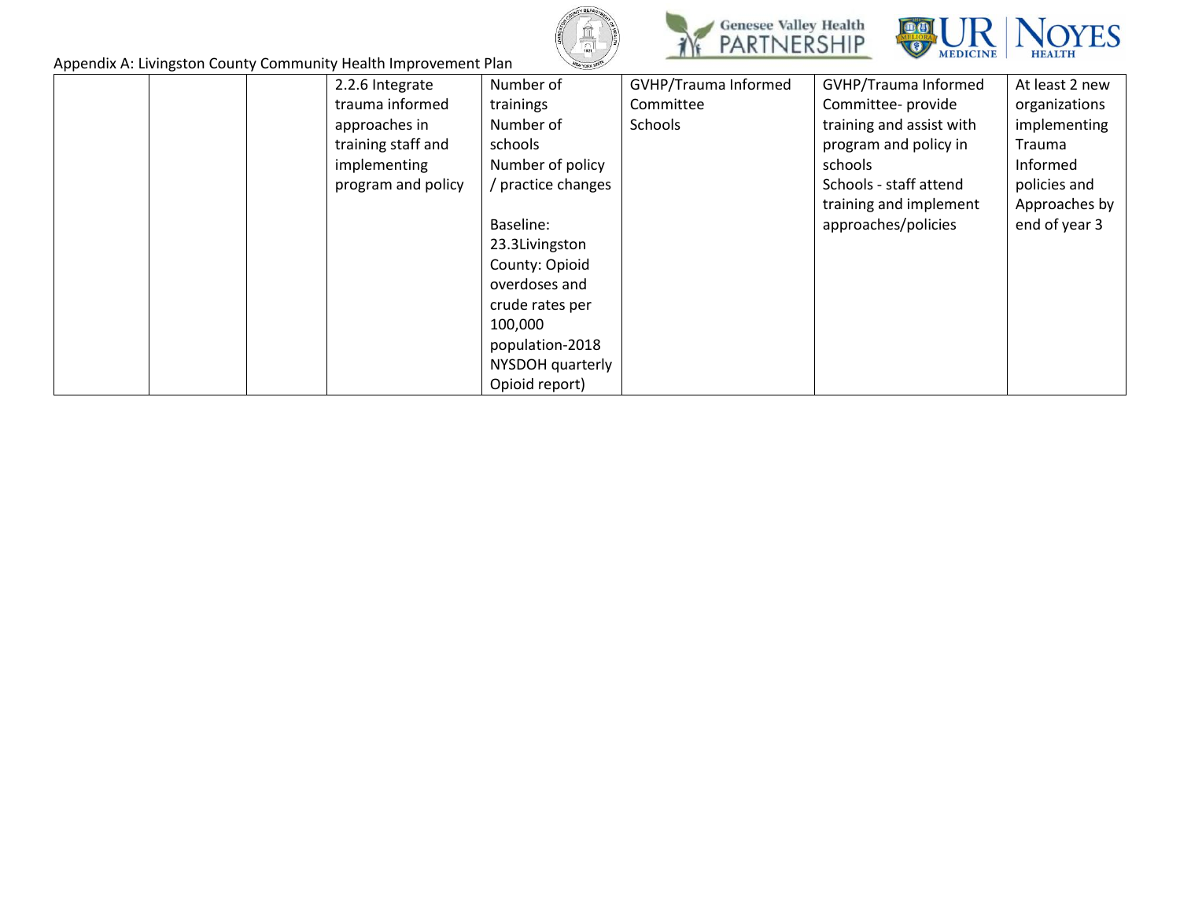Appendix A: Livingston County Community Health Improvement Plan

| | | | | | | | |
|---|---|---|---|---|---|---|---|
| | | | 2.2.6 Integrate trauma informed approaches in training staff and implementing program and policy | Number of trainings<br>Number of schools<br>Number of policy / practice changes<br><br>Baseline: 23.3Livingston County: Opioid overdoses and crude rates per 100,000 population-2018 NYSDOH quarterly Opioid report) | GVHP/Trauma Informed Committee<br>Schools | GVHP/Trauma Informed Committee- provide training and assist with program and policy in schools<br>Schools - staff attend training and implement approaches/policies | At least 2 new organizations implementing Trauma Informed policies and Approaches by end of year 3 |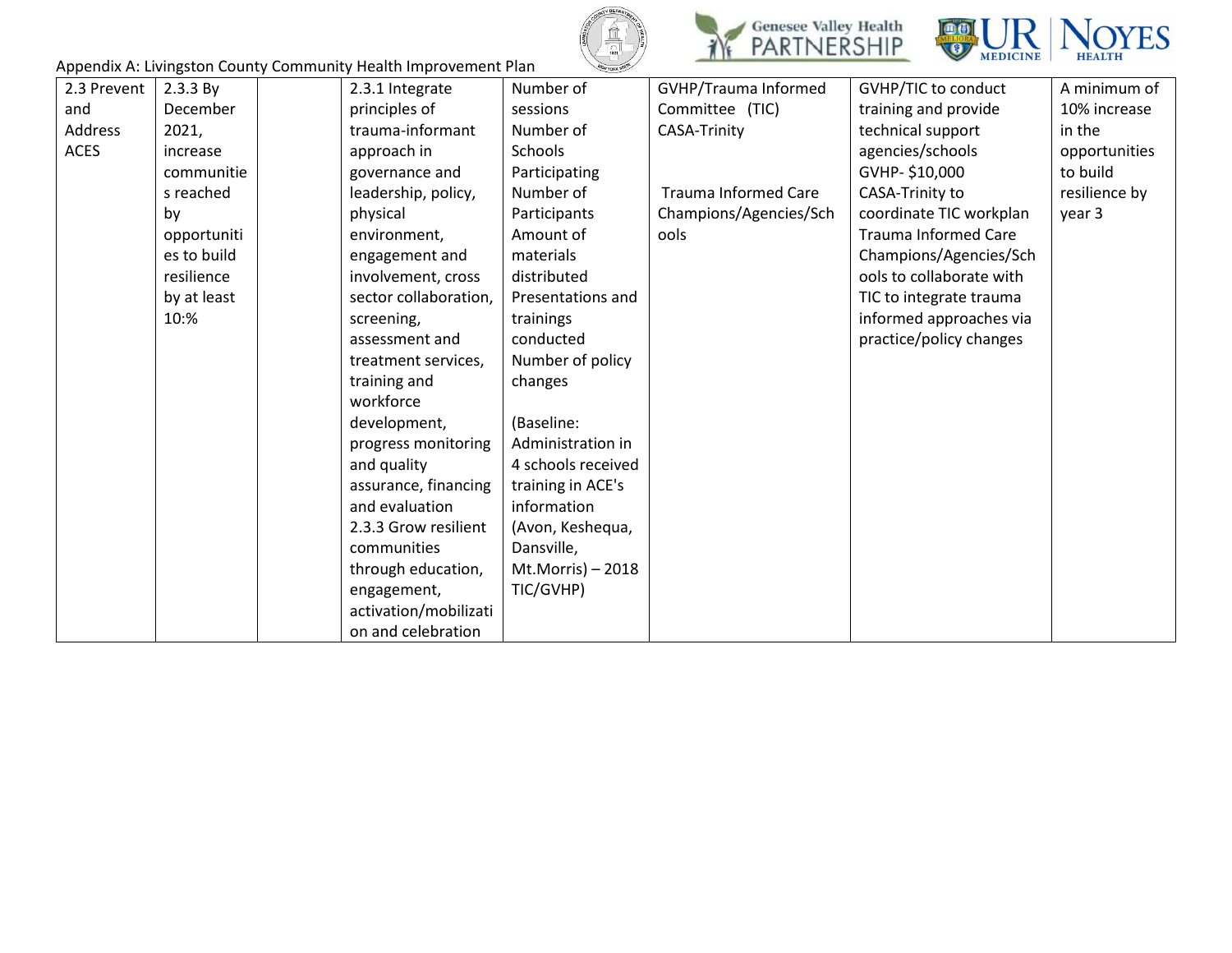Appendix A: Livingston County Community Health Improvement Plan

| | | | | | | | |
|---|---|---|---|---|---|---|---|
| 2.3 Prevent and Address ACES | 2.3.3 By December 2021, increase communities reached by opportunities to build resilience by at least 10:% | | 2.3.1 Integrate principles of trauma-informant approach in governance and leadership, policy, physical environment, engagement and involvement, cross sector collaboration, screening, assessment and treatment services, training and workforce development, progress monitoring and quality assurance, financing and evaluation 2.3.3 Grow resilient communities through education, engagement, activation/mobilization and celebration | Number of sessions Number of Schools Participating Number of Participants Amount of materials distributed Presentations and trainings conducted Number of policy changes (Baseline: Administration in 4 schools received training in ACE's information (Avon, Keshequa, Dansville, Mt.Morris) – 2018 TIC/GVHP) | GVHP/Trauma Informed Committee (TIC) CASA-Trinity Trauma Informed Care Champions/Agencies/Schools | GVHP/TIC to conduct training and provide technical support agencies/schools GVHP- $10,000 CASA-Trinity to coordinate TIC workplan Trauma Informed Care Champions/Agencies/Schools to collaborate with TIC to integrate trauma informed approaches via practice/policy changes | A minimum of 10% increase in the opportunities to build resilience by year 3 |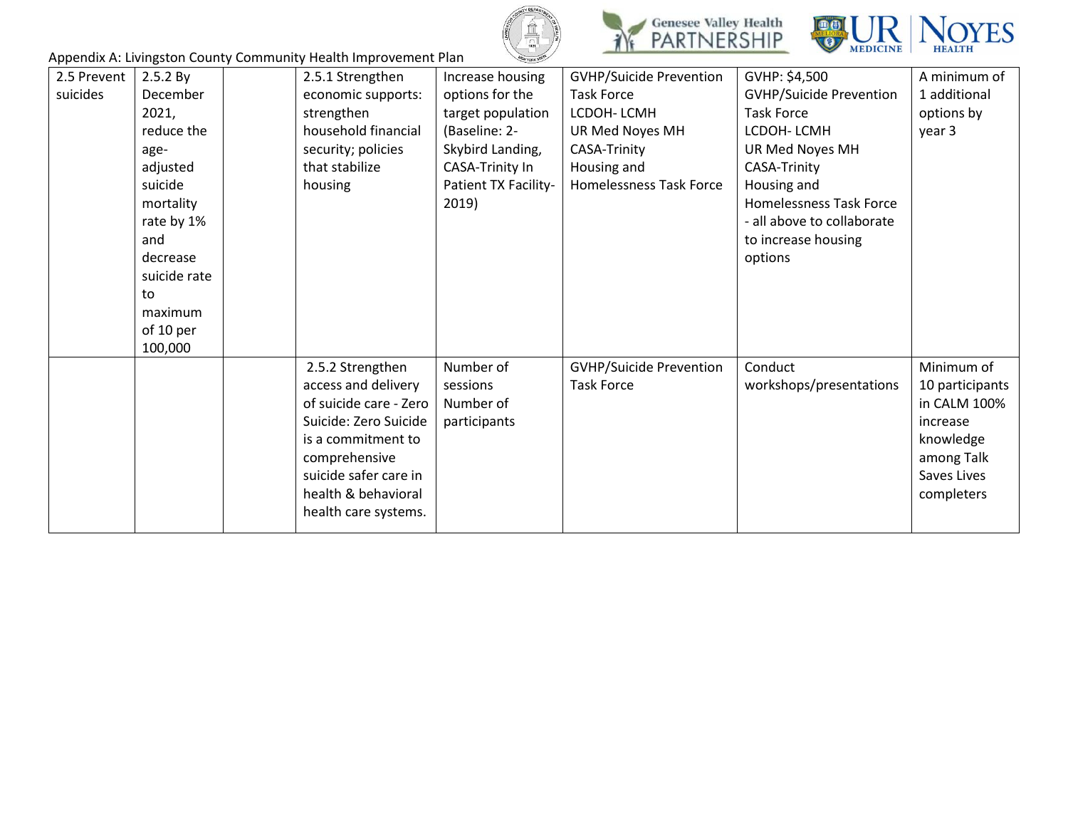Appendix A: Livingston County Community Health Improvement Plan

| | | | | | | | |
|---|---|---|---|---|---|---|---|
| 2.5 Prevent suicides | 2.5.2 By December 2021, reduce the age-adjusted suicide mortality rate by 1% and decrease suicide rate to maximum of 10 per 100,000 | | 2.5.1 Strengthen economic supports: strengthen household financial security; policies that stabilize housing | Increase housing options for the target population (Baseline: 2-Skybird Landing, CASA-Trinity In Patient TX Facility-2019) | GVHP/Suicide Prevention Task Force<br>LCDOH- LCMH<br>UR Med Noyes MH<br>CASA-Trinity<br>Housing and Homelessness Task Force | GVHP: $4,500<br>GVHP/Suicide Prevention Task Force<br>LCDOH- LCMH<br>UR Med Noyes MH<br>CASA-Trinity<br>Housing and Homelessness Task Force<br>- all above to collaborate to increase housing options | A minimum of 1 additional options by year 3 |
| | | | 2.5.2 Strengthen access and delivery of suicide care - Zero Suicide: Zero Suicide is a commitment to comprehensive suicide safer care in health & behavioral health care systems. | Number of sessions<br>Number of participants | GVHP/Suicide Prevention Task Force | Conduct workshops/presentations | Minimum of 10 participants in CALM 100% increase knowledge among Talk Saves Lives completers |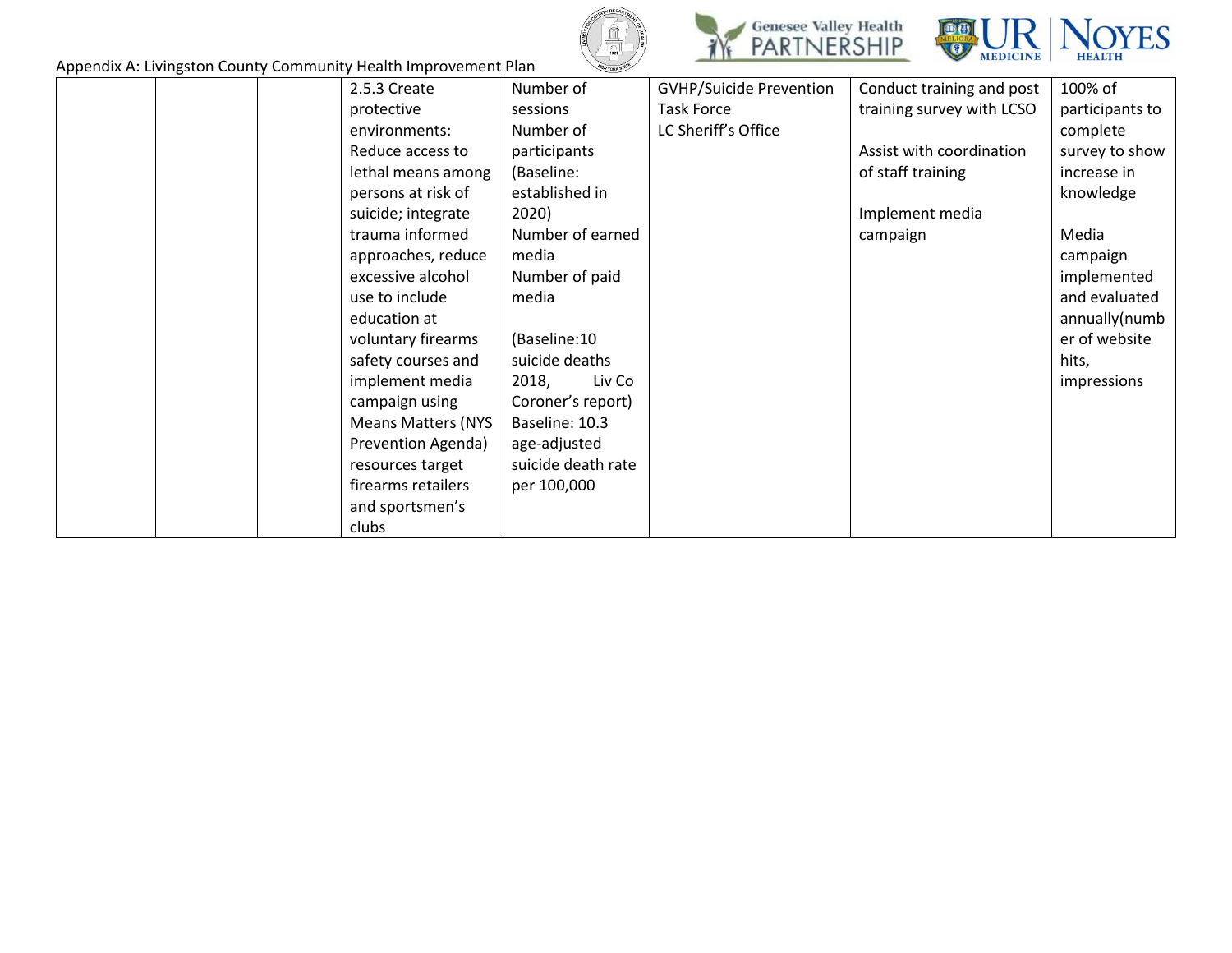| | | | | | | | |
|---|---|---|---|---|---|---|---|
| | | | 2.5.3 Create protective environments: Reduce access to lethal means among persons at risk of suicide; integrate trauma informed approaches, reduce excessive alcohol use to include education at voluntary firearms safety courses and implement media campaign using Means Matters (NYS Prevention Agenda) resources target firearms retailers and sportsmen's clubs | Number of sessions<br>Number of participants (Baseline: established in 2020)<br>Number of earned media<br>Number of paid media<br><br>(Baseline:10 suicide deaths 2018, Liv Co Coroner's report)<br>Baseline: 10.3 age-adjusted suicide death rate per 100,000 | GVHP/Suicide Prevention Task Force<br>LC Sheriff's Office | Conduct training and post training survey with LCSO<br><br>Assist with coordination of staff training<br><br>Implement media campaign | 100% of participants to complete survey to show increase in knowledge<br><br>Media campaign implemented and evaluated annually(number of website hits, impressions |